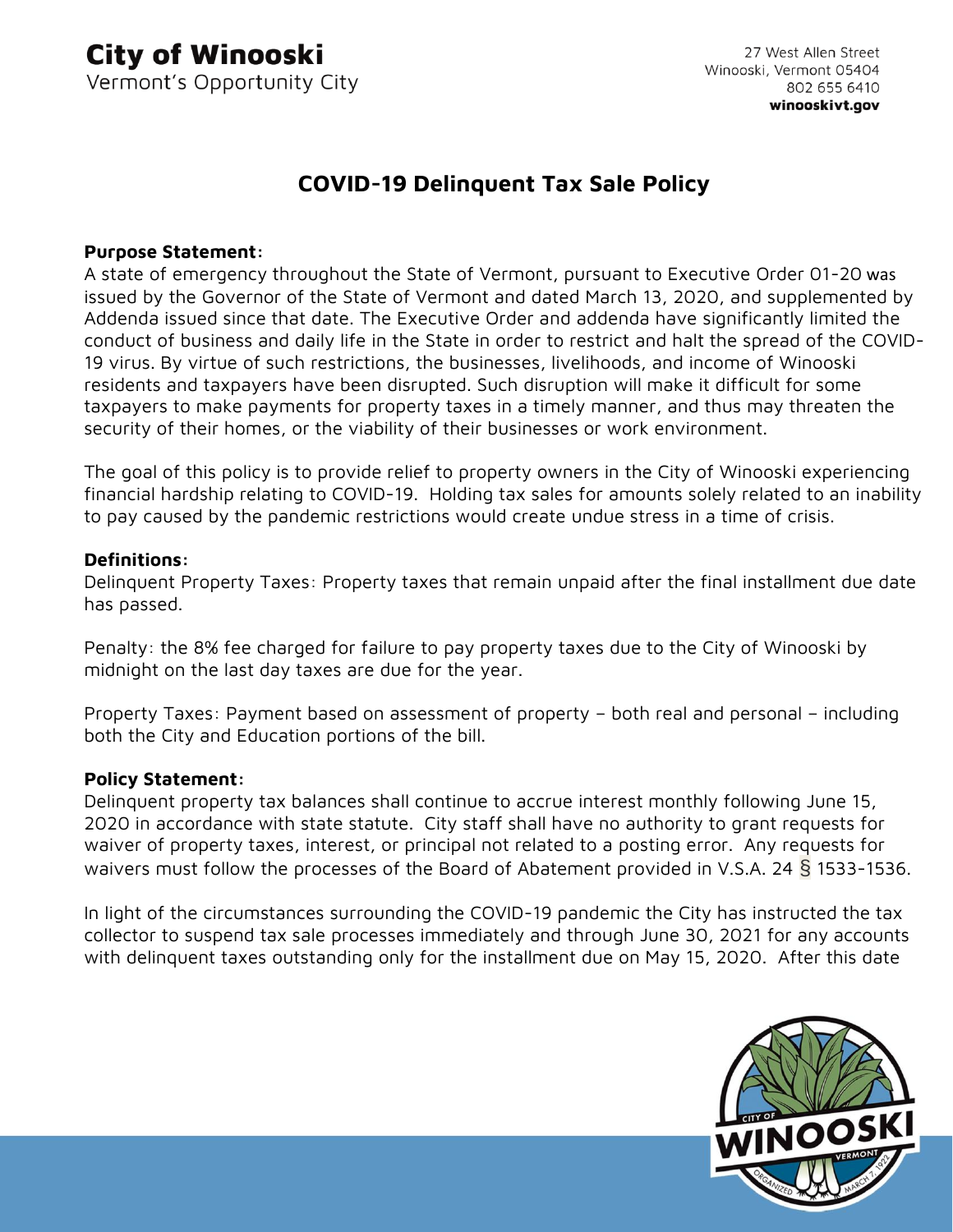# City of Winooski

Vermont's Opportunity City

27 West Allen Street
Winooski, Vermont 05404
802 655 6410
**winooskivt.gov**

## COVID-19 Delinquent Tax Sale Policy

**Purpose Statement:**

A state of emergency throughout the State of Vermont, pursuant to Executive Order 01-20 was issued by the Governor of the State of Vermont and dated March 13, 2020, and supplemented by Addenda issued since that date. The Executive Order and addenda have significantly limited the conduct of business and daily life in the State in order to restrict and halt the spread of the COVID-19 virus. By virtue of such restrictions, the businesses, livelihoods, and income of Winooski residents and taxpayers have been disrupted. Such disruption will make it difficult for some taxpayers to make payments for property taxes in a timely manner, and thus may threaten the security of their homes, or the viability of their businesses or work environment.

The goal of this policy is to provide relief to property owners in the City of Winooski experiencing financial hardship relating to COVID-19. Holding tax sales for amounts solely related to an inability to pay caused by the pandemic restrictions would create undue stress in a time of crisis.

**Definitions:**

Delinquent Property Taxes: Property taxes that remain unpaid after the final installment due date has passed.

Penalty: the 8% fee charged for failure to pay property taxes due to the City of Winooski by midnight on the last day taxes are due for the year.

Property Taxes: Payment based on assessment of property – both real and personal – including both the City and Education portions of the bill.

**Policy Statement:**

Delinquent property tax balances shall continue to accrue interest monthly following June 15, 2020 in accordance with state statute. City staff shall have no authority to grant requests for waiver of property taxes, interest, or principal not related to a posting error. Any requests for waivers must follow the processes of the Board of Abatement provided in V.S.A. 24 § 1533-1536.

In light of the circumstances surrounding the COVID-19 pandemic the City has instructed the tax collector to suspend tax sale processes immediately and through June 30, 2021 for any accounts with delinquent taxes outstanding only for the installment due on May 15, 2020. After this date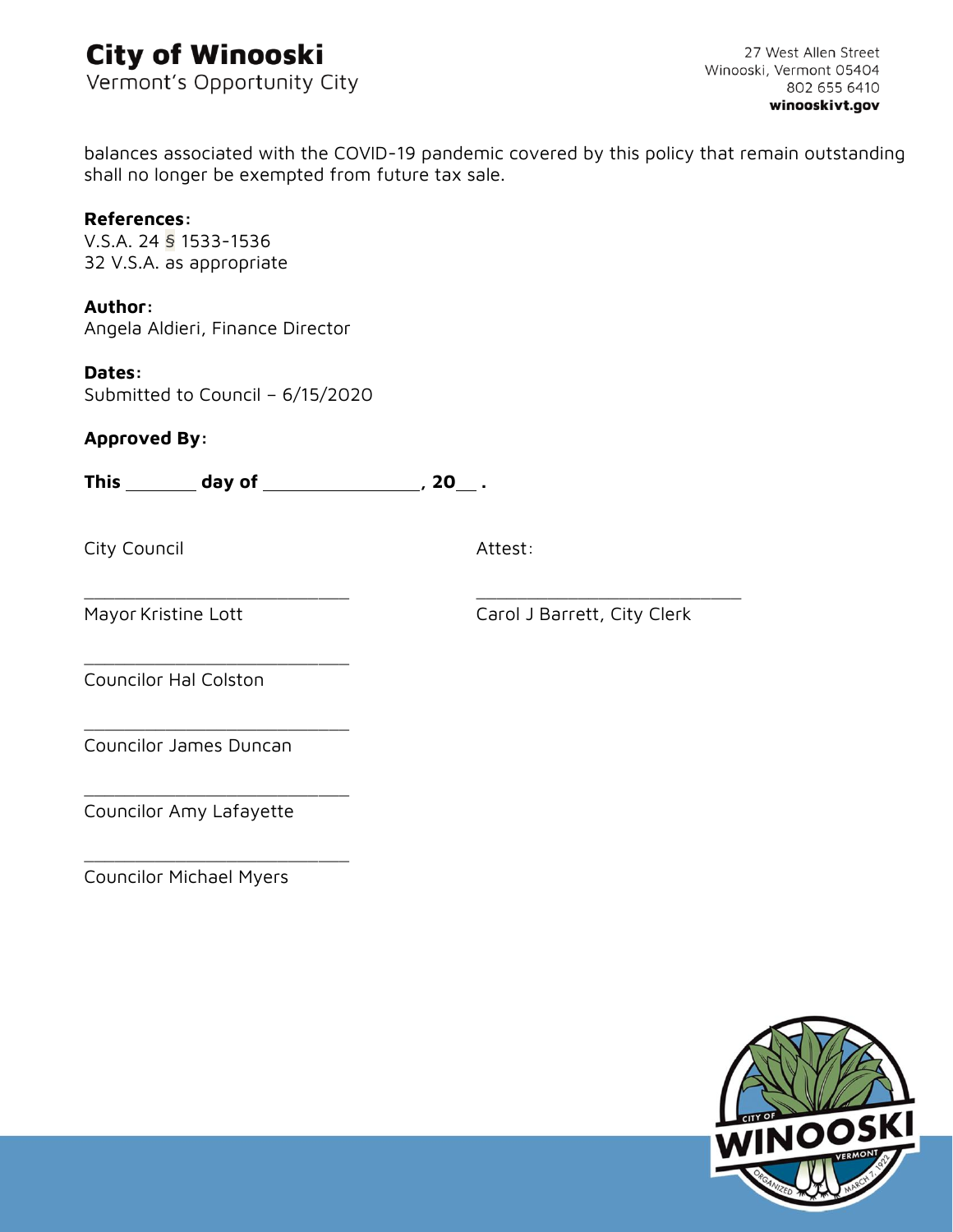balances associated with the COVID-19 pandemic covered by this policy that remain outstanding shall no longer be exempted from future tax sale.

**References:**
V.S.A. 24 § 1533-1536
32 V.S.A. as appropriate

**Author:**
Angela Aldieri, Finance Director

**Dates:**
Submitted to Council – 6/15/2020

**Approved By:**

**This _______ day of _______________, 20__ .**

City Council

___________________________
Mayor Kristine Lott

___________________________
Councilor Hal Colston

___________________________
Councilor James Duncan

___________________________
Councilor Amy Lafayette

___________________________
Councilor Michael Myers

Attest:

___________________________
Carol J Barrett, City Clerk